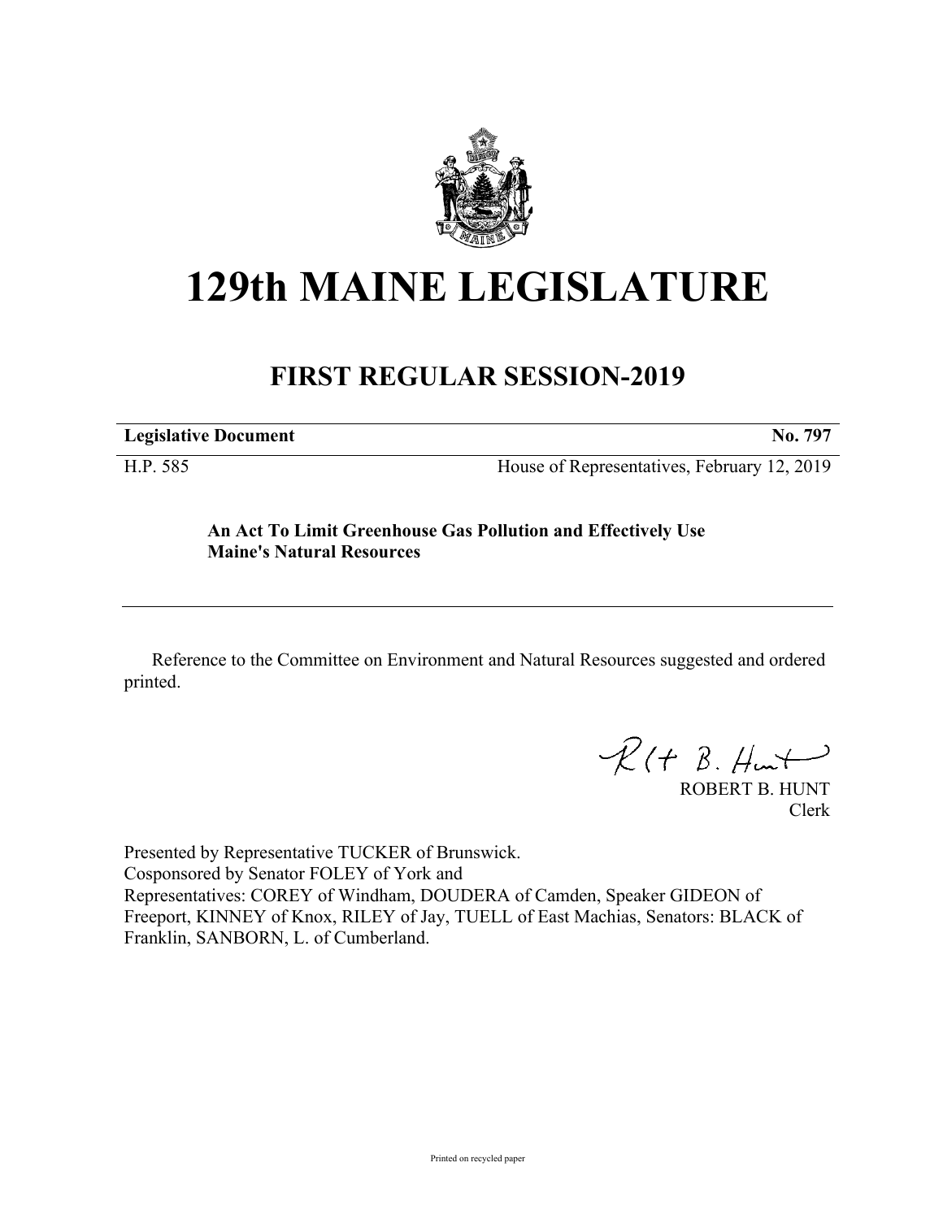# 129th MAINE LEGISLATURE

## FIRST REGULAR SESSION-2019

**Legislative Document** **No. 797**

H.P. 585 House of Representatives, February 12, 2019

**An Act To Limit Greenhouse Gas Pollution and Effectively Use Maine's Natural Resources**

Reference to the Committee on Environment and Natural Resources suggested and ordered printed.

ROBERT B. HUNT
Clerk

Presented by Representative TUCKER of Brunswick.
Cosponsored by Senator FOLEY of York and
Representatives: COREY of Windham, DOUDERA of Camden, Speaker GIDEON of Freeport, KINNEY of Knox, RILEY of Jay, TUELL of East Machias, Senators: BLACK of Franklin, SANBORN, L. of Cumberland.

Printed on recycled paper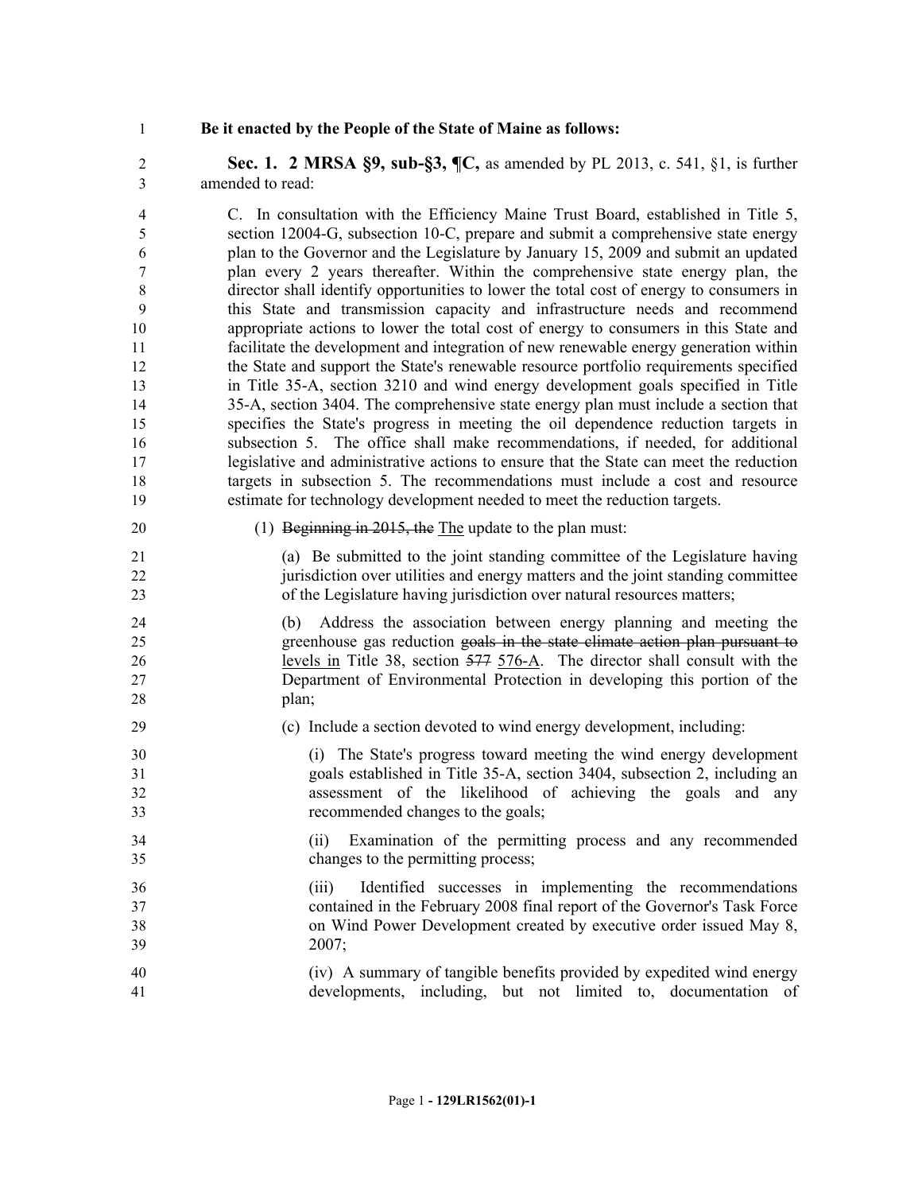**Be it enacted by the People of the State of Maine as follows:**

**Sec. 1. 2 MRSA §9, sub-§3, ¶C,** as amended by PL 2013, c. 541, §1, is further amended to read:

C. In consultation with the Efficiency Maine Trust Board, established in Title 5, section 12004-G, subsection 10-C, prepare and submit a comprehensive state energy plan to the Governor and the Legislature by January 15, 2009 and submit an updated plan every 2 years thereafter. Within the comprehensive state energy plan, the director shall identify opportunities to lower the total cost of energy to consumers in this State and transmission capacity and infrastructure needs and recommend appropriate actions to lower the total cost of energy to consumers in this State and facilitate the development and integration of new renewable energy generation within the State and support the State's renewable resource portfolio requirements specified in Title 35-A, section 3210 and wind energy development goals specified in Title 35-A, section 3404. The comprehensive state energy plan must include a section that specifies the State's progress in meeting the oil dependence reduction targets in subsection 5. The office shall make recommendations, if needed, for additional legislative and administrative actions to ensure that the State can meet the reduction targets in subsection 5. The recommendations must include a cost and resource estimate for technology development needed to meet the reduction targets.

(1) ~~Beginning in 2015, the~~ The update to the plan must:

(a) Be submitted to the joint standing committee of the Legislature having jurisdiction over utilities and energy matters and the joint standing committee of the Legislature having jurisdiction over natural resources matters;

(b) Address the association between energy planning and meeting the greenhouse gas reduction ~~goals in the state climate action plan pursuant to~~ levels in Title 38, section ~~577~~ 576-A. The director shall consult with the Department of Environmental Protection in developing this portion of the plan;

(c) Include a section devoted to wind energy development, including:

(i) The State's progress toward meeting the wind energy development goals established in Title 35-A, section 3404, subsection 2, including an assessment of the likelihood of achieving the goals and any recommended changes to the goals;

(ii) Examination of the permitting process and any recommended changes to the permitting process;

(iii) Identified successes in implementing the recommendations contained in the February 2008 final report of the Governor's Task Force on Wind Power Development created by executive order issued May 8, 2007;

(iv) A summary of tangible benefits provided by expedited wind energy developments, including, but not limited to, documentation of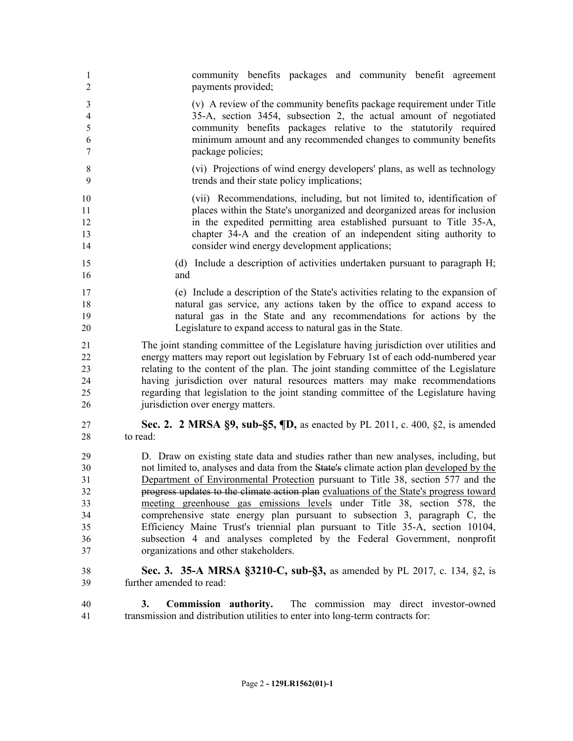community benefits packages and community benefit agreement payments provided;

(v) A review of the community benefits package requirement under Title 35-A, section 3454, subsection 2, the actual amount of negotiated community benefits packages relative to the statutorily required minimum amount and any recommended changes to community benefits package policies;

(vi) Projections of wind energy developers' plans, as well as technology trends and their state policy implications;

(vii) Recommendations, including, but not limited to, identification of places within the State's unorganized and deorganized areas for inclusion in the expedited permitting area established pursuant to Title 35-A, chapter 34-A and the creation of an independent siting authority to consider wind energy development applications;

(d) Include a description of activities undertaken pursuant to paragraph H; and

(e) Include a description of the State's activities relating to the expansion of natural gas service, any actions taken by the office to expand access to natural gas in the State and any recommendations for actions by the Legislature to expand access to natural gas in the State.

The joint standing committee of the Legislature having jurisdiction over utilities and energy matters may report out legislation by February 1st of each odd-numbered year relating to the content of the plan. The joint standing committee of the Legislature having jurisdiction over natural resources matters may make recommendations regarding that legislation to the joint standing committee of the Legislature having jurisdiction over energy matters.

**Sec. 2. 2 MRSA §9, sub-§5, ¶D,** as enacted by PL 2011, c. 400, §2, is amended to read:

D. Draw on existing state data and studies rather than new analyses, including, but not limited to, analyses and data from the ~~State's~~ climate action plan <u>developed by the Department of Environmental Protection</u> pursuant to Title 38, section 577 and the ~~progress updates to the climate action plan~~ <u>evaluations of the State's progress toward meeting greenhouse gas emissions levels</u> under Title 38, section 578, the comprehensive state energy plan pursuant to subsection 3, paragraph C, the Efficiency Maine Trust's triennial plan pursuant to Title 35-A, section 10104, subsection 4 and analyses completed by the Federal Government, nonprofit organizations and other stakeholders.

**Sec. 3. 35-A MRSA §3210-C, sub-§3,** as amended by PL 2017, c. 134, §2, is further amended to read:

**3. Commission authority.** The commission may direct investor-owned transmission and distribution utilities to enter into long-term contracts for: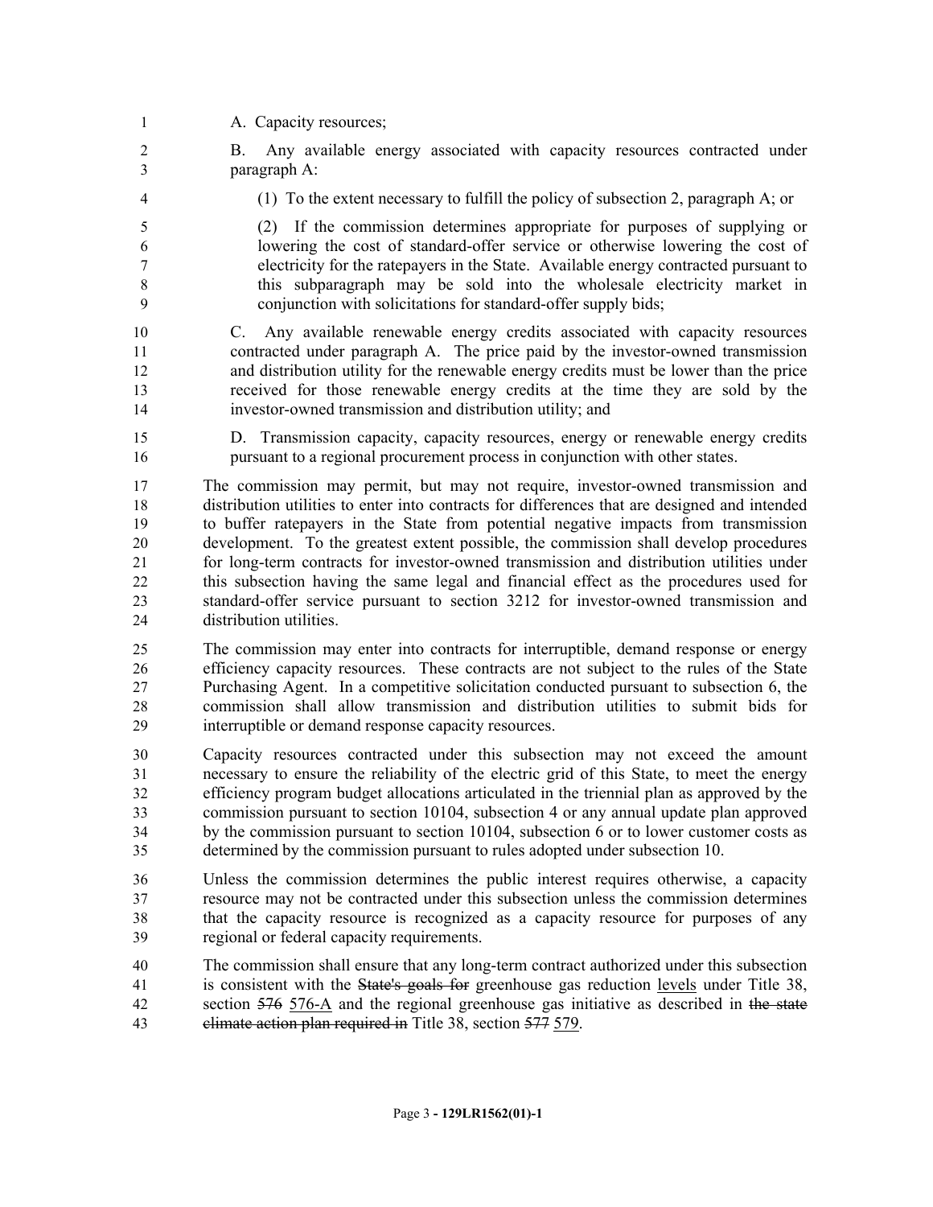A. Capacity resources;

B. Any available energy associated with capacity resources contracted under paragraph A:

(1) To the extent necessary to fulfill the policy of subsection 2, paragraph A; or

(2) If the commission determines appropriate for purposes of supplying or lowering the cost of standard-offer service or otherwise lowering the cost of electricity for the ratepayers in the State. Available energy contracted pursuant to this subparagraph may be sold into the wholesale electricity market in conjunction with solicitations for standard-offer supply bids;

C. Any available renewable energy credits associated with capacity resources contracted under paragraph A. The price paid by the investor-owned transmission and distribution utility for the renewable energy credits must be lower than the price received for those renewable energy credits at the time they are sold by the investor-owned transmission and distribution utility; and

D. Transmission capacity, capacity resources, energy or renewable energy credits pursuant to a regional procurement process in conjunction with other states.

The commission may permit, but may not require, investor-owned transmission and distribution utilities to enter into contracts for differences that are designed and intended to buffer ratepayers in the State from potential negative impacts from transmission development. To the greatest extent possible, the commission shall develop procedures for long-term contracts for investor-owned transmission and distribution utilities under this subsection having the same legal and financial effect as the procedures used for standard-offer service pursuant to section 3212 for investor-owned transmission and distribution utilities.

The commission may enter into contracts for interruptible, demand response or energy efficiency capacity resources. These contracts are not subject to the rules of the State Purchasing Agent. In a competitive solicitation conducted pursuant to subsection 6, the commission shall allow transmission and distribution utilities to submit bids for interruptible or demand response capacity resources.

Capacity resources contracted under this subsection may not exceed the amount necessary to ensure the reliability of the electric grid of this State, to meet the energy efficiency program budget allocations articulated in the triennial plan as approved by the commission pursuant to section 10104, subsection 4 or any annual update plan approved by the commission pursuant to section 10104, subsection 6 or to lower customer costs as determined by the commission pursuant to rules adopted under subsection 10.

Unless the commission determines the public interest requires otherwise, a capacity resource may not be contracted under this subsection unless the commission determines that the capacity resource is recognized as a capacity resource for purposes of any regional or federal capacity requirements.

The commission shall ensure that any long-term contract authorized under this subsection is consistent with the ~~State's goals for~~ greenhouse gas reduction <u>levels</u> under Title 38, section ~~576~~ <u>576-A</u> and the regional greenhouse gas initiative as described in ~~the state climate action plan required in~~ Title 38, section ~~577~~ <u>579</u>.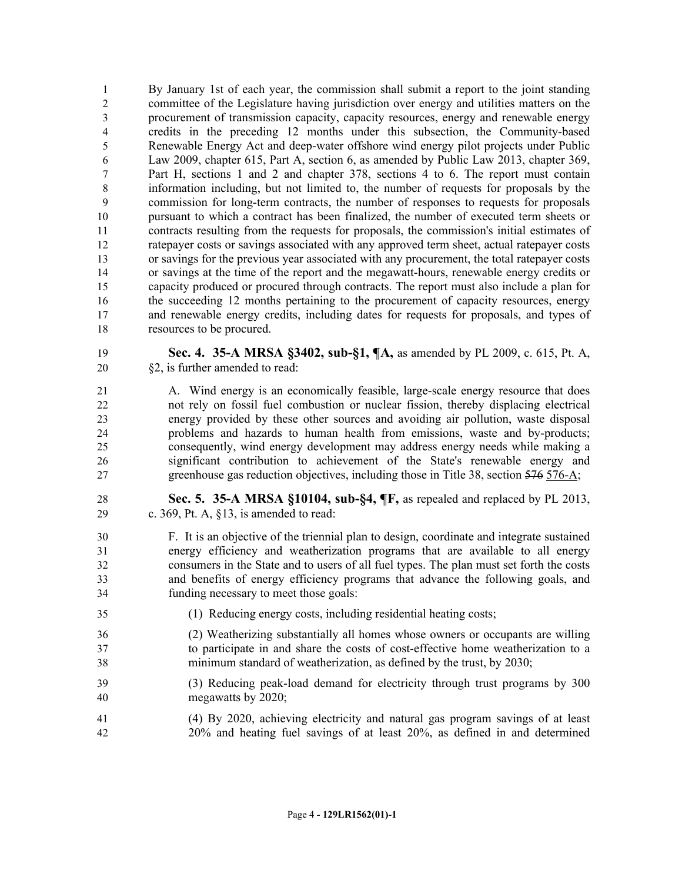By January 1st of each year, the commission shall submit a report to the joint standing committee of the Legislature having jurisdiction over energy and utilities matters on the procurement of transmission capacity, capacity resources, energy and renewable energy credits in the preceding 12 months under this subsection, the Community-based Renewable Energy Act and deep-water offshore wind energy pilot projects under Public Law 2009, chapter 615, Part A, section 6, as amended by Public Law 2013, chapter 369, Part H, sections 1 and 2 and chapter 378, sections 4 to 6. The report must contain information including, but not limited to, the number of requests for proposals by the commission for long-term contracts, the number of responses to requests for proposals pursuant to which a contract has been finalized, the number of executed term sheets or contracts resulting from the requests for proposals, the commission's initial estimates of ratepayer costs or savings associated with any approved term sheet, actual ratepayer costs or savings for the previous year associated with any procurement, the total ratepayer costs or savings at the time of the report and the megawatt-hours, renewable energy credits or capacity produced or procured through contracts. The report must also include a plan for the succeeding 12 months pertaining to the procurement of capacity resources, energy and renewable energy credits, including dates for requests for proposals, and types of resources to be procured.

**Sec. 4. 35-A MRSA §3402, sub-§1, ¶A,** as amended by PL 2009, c. 615, Pt. A, §2, is further amended to read:

A. Wind energy is an economically feasible, large-scale energy resource that does not rely on fossil fuel combustion or nuclear fission, thereby displacing electrical energy provided by these other sources and avoiding air pollution, waste disposal problems and hazards to human health from emissions, waste and by-products; consequently, wind energy development may address energy needs while making a significant contribution to achievement of the State's renewable energy and greenhouse gas reduction objectives, including those in Title 38, section ~~576~~ <u>576-A</u>;

**Sec. 5. 35-A MRSA §10104, sub-§4, ¶F,** as repealed and replaced by PL 2013, c. 369, Pt. A, §13, is amended to read:

F. It is an objective of the triennial plan to design, coordinate and integrate sustained energy efficiency and weatherization programs that are available to all energy consumers in the State and to users of all fuel types. The plan must set forth the costs and benefits of energy efficiency programs that advance the following goals, and funding necessary to meet those goals:

(1) Reducing energy costs, including residential heating costs;

(2) Weatherizing substantially all homes whose owners or occupants are willing to participate in and share the costs of cost-effective home weatherization to a minimum standard of weatherization, as defined by the trust, by 2030;

(3) Reducing peak-load demand for electricity through trust programs by 300 megawatts by 2020;

(4) By 2020, achieving electricity and natural gas program savings of at least 20% and heating fuel savings of at least 20%, as defined in and determined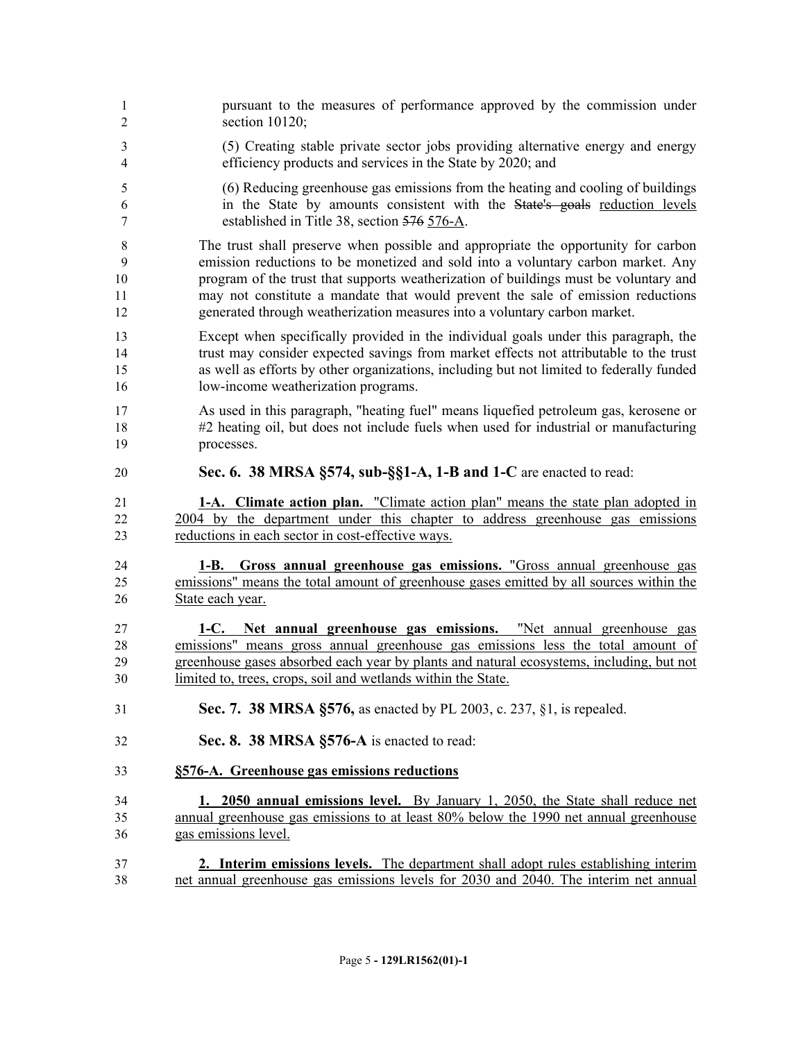pursuant to the measures of performance approved by the commission under section 10120;

(5) Creating stable private sector jobs providing alternative energy and energy efficiency products and services in the State by 2020; and

(6) Reducing greenhouse gas emissions from the heating and cooling of buildings in the State by amounts consistent with the ~~State's goals~~ reduction levels established in Title 38, section ~~576~~ 576-A.

The trust shall preserve when possible and appropriate the opportunity for carbon emission reductions to be monetized and sold into a voluntary carbon market. Any program of the trust that supports weatherization of buildings must be voluntary and may not constitute a mandate that would prevent the sale of emission reductions generated through weatherization measures into a voluntary carbon market.

Except when specifically provided in the individual goals under this paragraph, the trust may consider expected savings from market effects not attributable to the trust as well as efforts by other organizations, including but not limited to federally funded low-income weatherization programs.

As used in this paragraph, "heating fuel" means liquefied petroleum gas, kerosene or #2 heating oil, but does not include fuels when used for industrial or manufacturing processes.

**Sec. 6. 38 MRSA §574, sub-§§1-A, 1-B and 1-C** are enacted to read:

**1-A. Climate action plan.** "Climate action plan" means the state plan adopted in 2004 by the department under this chapter to address greenhouse gas emissions reductions in each sector in cost-effective ways.

**1-B. Gross annual greenhouse gas emissions.** "Gross annual greenhouse gas emissions" means the total amount of greenhouse gases emitted by all sources within the State each year.

**1-C. Net annual greenhouse gas emissions.** "Net annual greenhouse gas emissions" means gross annual greenhouse gas emissions less the total amount of greenhouse gases absorbed each year by plants and natural ecosystems, including, but not limited to, trees, crops, soil and wetlands within the State.

**Sec. 7. 38 MRSA §576,** as enacted by PL 2003, c. 237, §1, is repealed.

**Sec. 8. 38 MRSA §576-A** is enacted to read:

**§576-A. Greenhouse gas emissions reductions**

**1. 2050 annual emissions level.** By January 1, 2050, the State shall reduce net annual greenhouse gas emissions to at least 80% below the 1990 net annual greenhouse gas emissions level.

**2. Interim emissions levels.** The department shall adopt rules establishing interim net annual greenhouse gas emissions levels for 2030 and 2040. The interim net annual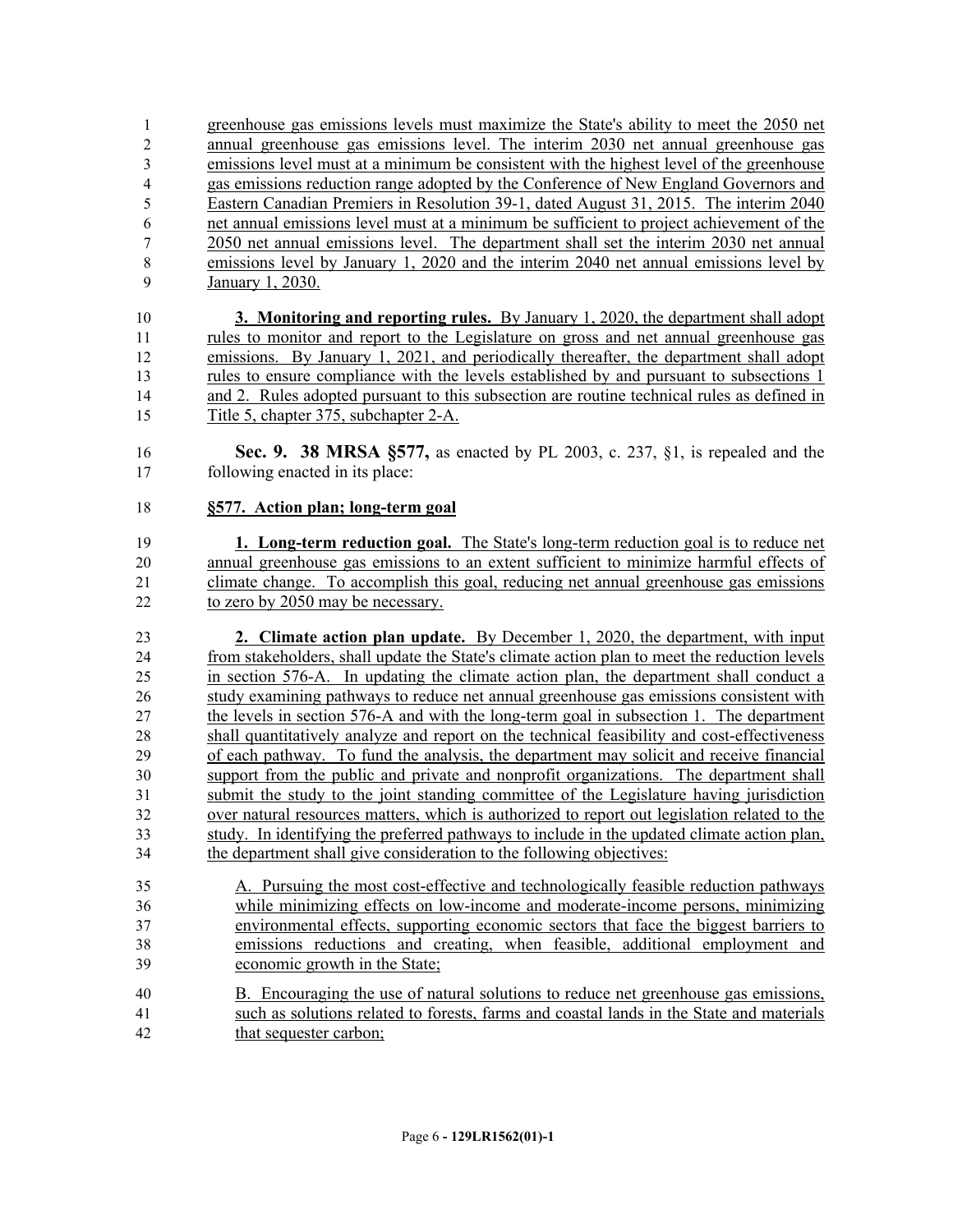greenhouse gas emissions levels must maximize the State's ability to meet the 2050 net annual greenhouse gas emissions level. The interim 2030 net annual greenhouse gas emissions level must at a minimum be consistent with the highest level of the greenhouse gas emissions reduction range adopted by the Conference of New England Governors and Eastern Canadian Premiers in Resolution 39-1, dated August 31, 2015. The interim 2040 net annual emissions level must at a minimum be sufficient to project achievement of the 2050 net annual emissions level. The department shall set the interim 2030 net annual emissions level by January 1, 2020 and the interim 2040 net annual emissions level by January 1, 2030.

**3. Monitoring and reporting rules.** By January 1, 2020, the department shall adopt rules to monitor and report to the Legislature on gross and net annual greenhouse gas emissions. By January 1, 2021, and periodically thereafter, the department shall adopt rules to ensure compliance with the levels established by and pursuant to subsections 1 and 2. Rules adopted pursuant to this subsection are routine technical rules as defined in Title 5, chapter 375, subchapter 2-A.

**Sec. 9. 38 MRSA §577,** as enacted by PL 2003, c. 237, §1, is repealed and the following enacted in its place:

**§577. Action plan; long-term goal**

**1. Long-term reduction goal.** The State's long-term reduction goal is to reduce net annual greenhouse gas emissions to an extent sufficient to minimize harmful effects of climate change. To accomplish this goal, reducing net annual greenhouse gas emissions to zero by 2050 may be necessary.

**2. Climate action plan update.** By December 1, 2020, the department, with input from stakeholders, shall update the State's climate action plan to meet the reduction levels in section 576-A. In updating the climate action plan, the department shall conduct a study examining pathways to reduce net annual greenhouse gas emissions consistent with the levels in section 576-A and with the long-term goal in subsection 1. The department shall quantitatively analyze and report on the technical feasibility and cost-effectiveness of each pathway. To fund the analysis, the department may solicit and receive financial support from the public and private and nonprofit organizations. The department shall submit the study to the joint standing committee of the Legislature having jurisdiction over natural resources matters, which is authorized to report out legislation related to the study. In identifying the preferred pathways to include in the updated climate action plan, the department shall give consideration to the following objectives:

A. Pursuing the most cost-effective and technologically feasible reduction pathways while minimizing effects on low-income and moderate-income persons, minimizing environmental effects, supporting economic sectors that face the biggest barriers to emissions reductions and creating, when feasible, additional employment and economic growth in the State;

B. Encouraging the use of natural solutions to reduce net greenhouse gas emissions, such as solutions related to forests, farms and coastal lands in the State and materials that sequester carbon;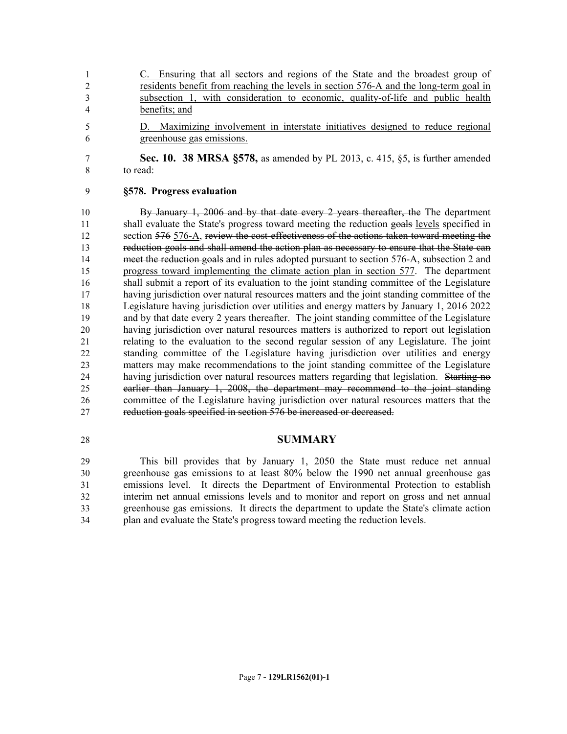C. Ensuring that all sectors and regions of the State and the broadest group of residents benefit from reaching the levels in section 576-A and the long-term goal in subsection 1, with consideration to economic, quality-of-life and public health benefits; and

D. Maximizing involvement in interstate initiatives designed to reduce regional greenhouse gas emissions.

**Sec. 10. 38 MRSA §578,** as amended by PL 2013, c. 415, §5, is further amended to read:

**§578. Progress evaluation**

~~By January 1, 2006 and by that date every 2 years thereafter, the~~ The department shall evaluate the State's progress toward meeting the reduction ~~goals~~ levels specified in section ~~576~~ 576-A, ~~review the cost-effectiveness of the actions taken toward meeting the reduction goals and shall amend the action plan as necessary to ensure that the State can meet the reduction goals~~ and in rules adopted pursuant to section 576-A, subsection 2 and progress toward implementing the climate action plan in section 577. The department shall submit a report of its evaluation to the joint standing committee of the Legislature having jurisdiction over natural resources matters and the joint standing committee of the Legislature having jurisdiction over utilities and energy matters by January 1, ~~2016~~ 2022 and by that date every 2 years thereafter. The joint standing committee of the Legislature having jurisdiction over natural resources matters is authorized to report out legislation relating to the evaluation to the second regular session of any Legislature. The joint standing committee of the Legislature having jurisdiction over utilities and energy matters may make recommendations to the joint standing committee of the Legislature having jurisdiction over natural resources matters regarding that legislation. ~~Starting no earlier than January 1, 2008, the department may recommend to the joint standing committee of the Legislature having jurisdiction over natural resources matters that the reduction goals specified in section 576 be increased or decreased.~~

## SUMMARY

This bill provides that by January 1, 2050 the State must reduce net annual greenhouse gas emissions to at least 80% below the 1990 net annual greenhouse gas emissions level. It directs the Department of Environmental Protection to establish interim net annual emissions levels and to monitor and report on gross and net annual greenhouse gas emissions. It directs the department to update the State's climate action plan and evaluate the State's progress toward meeting the reduction levels.